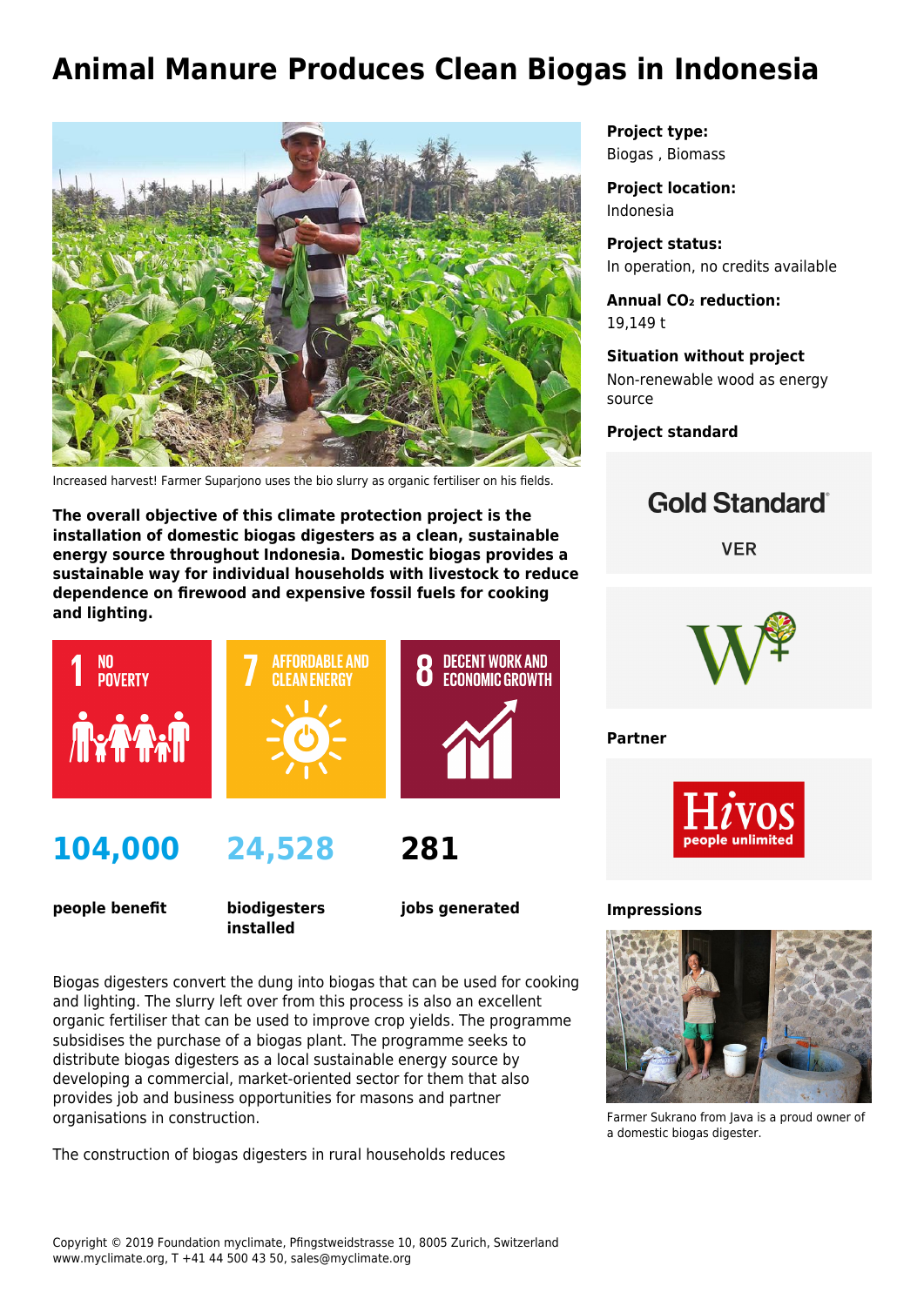# Animal Manure Produces Clean Biogas in Indonesia

Increased harvest! Farmer Suparjono uses the bio slurry as organic fertiliser on his fields.

**The overall objective of this climate protection project is the installation of domestic biogas digesters as a clean, sustainable energy source throughout Indonesia. Domestic biogas provides a sustainable way for individual households with livestock to reduce dependence on firewood and expensive fossil fuels for cooking and lighting.**

1 NO POVERTY

7 AFFORDABLE AND CLEAN ENERGY

8 DECENT WORK AND ECONOMIC GROWTH

| 104,000 | 24,528 | 281 |
|---|---|---|
| **people benefit** | **biodigesters installed** | **jobs generated** |

Biogas digesters convert the dung into biogas that can be used for cooking and lighting. The slurry left over from this process is also an excellent organic fertiliser that can be used to improve crop yields. The programme subsidises the purchase of a biogas plant. The programme seeks to distribute biogas digesters as a local sustainable energy source by developing a commercial, market-oriented sector for them that also provides job and business opportunities for masons and partner organisations in construction.

The construction of biogas digesters in rural households reduces

**Project type:**
Biogas , Biomass

**Project location:**
Indonesia

**Project status:**
In operation, no credits available

**Annual $CO_2$ reduction:**
19,149 t

**Situation without project**
Non-renewable wood as energy source

**Project standard**

Gold Standard
VER

**Partner**

Hivos
people unlimited

**Impressions**

Farmer Sukrano from Java is a proud owner of a domestic biogas digester.

Copyright © 2019 Foundation myclimate, Pfingstweidstrasse 10, 8005 Zurich, Switzerland
www.myclimate.org, T +41 44 500 43 50, sales@myclimate.org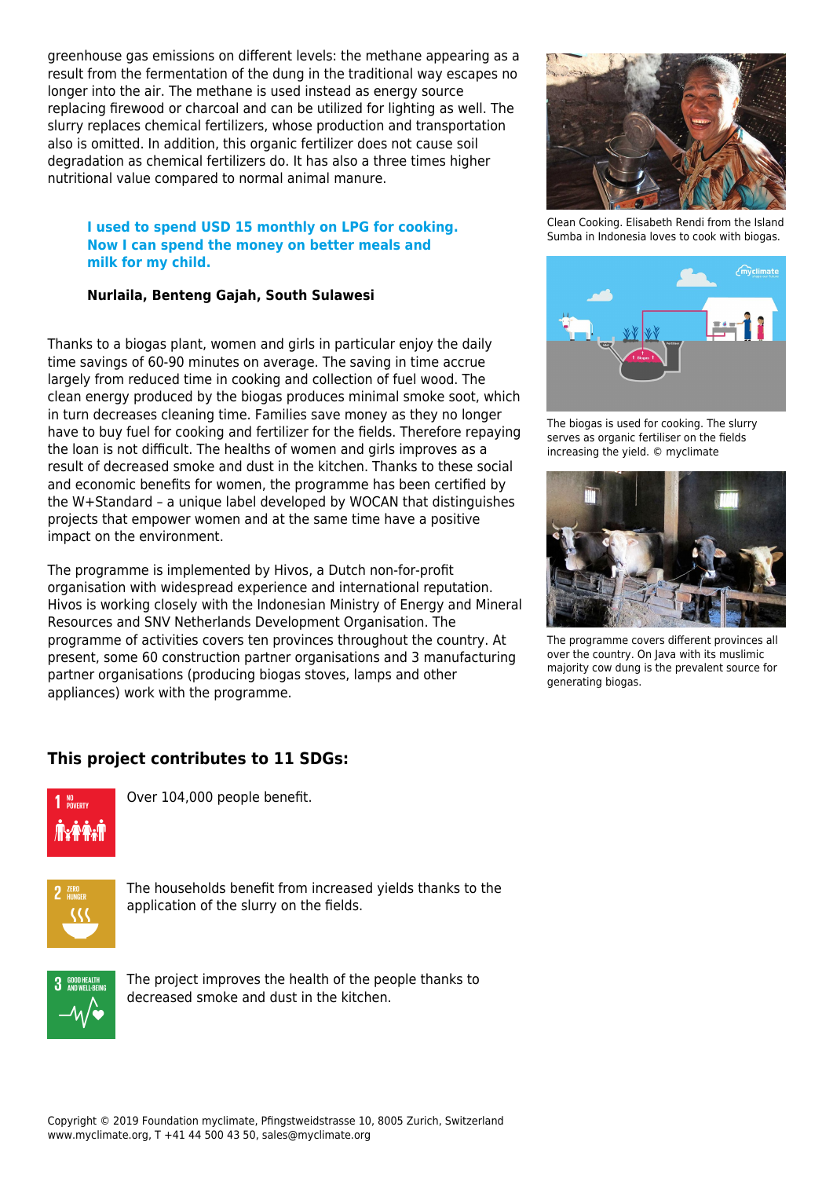greenhouse gas emissions on different levels: the methane appearing as a result from the fermentation of the dung in the traditional way escapes no longer into the air. The methane is used instead as energy source replacing firewood or charcoal and can be utilized for lighting as well. The slurry replaces chemical fertilizers, whose production and transportation also is omitted. In addition, this organic fertilizer does not cause soil degradation as chemical fertilizers do. It has also a three times higher nutritional value compared to normal animal manure.

> **I used to spend USD 15 monthly on LPG for cooking. Now I can spend the money on better meals and milk for my child.**
>
> **Nurlaila, Benteng Gajah, South Sulawesi**

Thanks to a biogas plant, women and girls in particular enjoy the daily time savings of 60-90 minutes on average. The saving in time accrue largely from reduced time in cooking and collection of fuel wood. The clean energy produced by the biogas produces minimal smoke soot, which in turn decreases cleaning time. Families save money as they no longer have to buy fuel for cooking and fertilizer for the fields. Therefore repaying the loan is not difficult. The healths of women and girls improves as a result of decreased smoke and dust in the kitchen. Thanks to these social and economic benefits for women, the programme has been certified by the W+Standard – a unique label developed by WOCAN that distinguishes projects that empower women and at the same time have a positive impact on the environment.

The programme is implemented by Hivos, a Dutch non-for-profit organisation with widespread experience and international reputation. Hivos is working closely with the Indonesian Ministry of Energy and Mineral Resources and SNV Netherlands Development Organisation. The programme of activities covers ten provinces throughout the country. At present, some 60 construction partner organisations and 3 manufacturing partner organisations (producing biogas stoves, lamps and other appliances) work with the programme.

Clean Cooking. Elisabeth Rendi from the Island Sumba in Indonesia loves to cook with biogas.

The biogas is used for cooking. The slurry serves as organic fertiliser on the fields increasing the yield. © myclimate

The programme covers different provinces all over the country. On Java with its muslimic majority cow dung is the prevalent source for generating biogas.

## This project contributes to 11 SDGs:

1 NO POVERTY: Over 104,000 people benefit.

2 ZERO HUNGER: The households benefit from increased yields thanks to the application of the slurry on the fields.

3 GOOD HEALTH AND WELL-BEING: The project improves the health of the people thanks to decreased smoke and dust in the kitchen.

Copyright © 2019 Foundation myclimate, Pfingstweidstrasse 10, 8005 Zurich, Switzerland
www.myclimate.org, T +41 44 500 43 50, sales@myclimate.org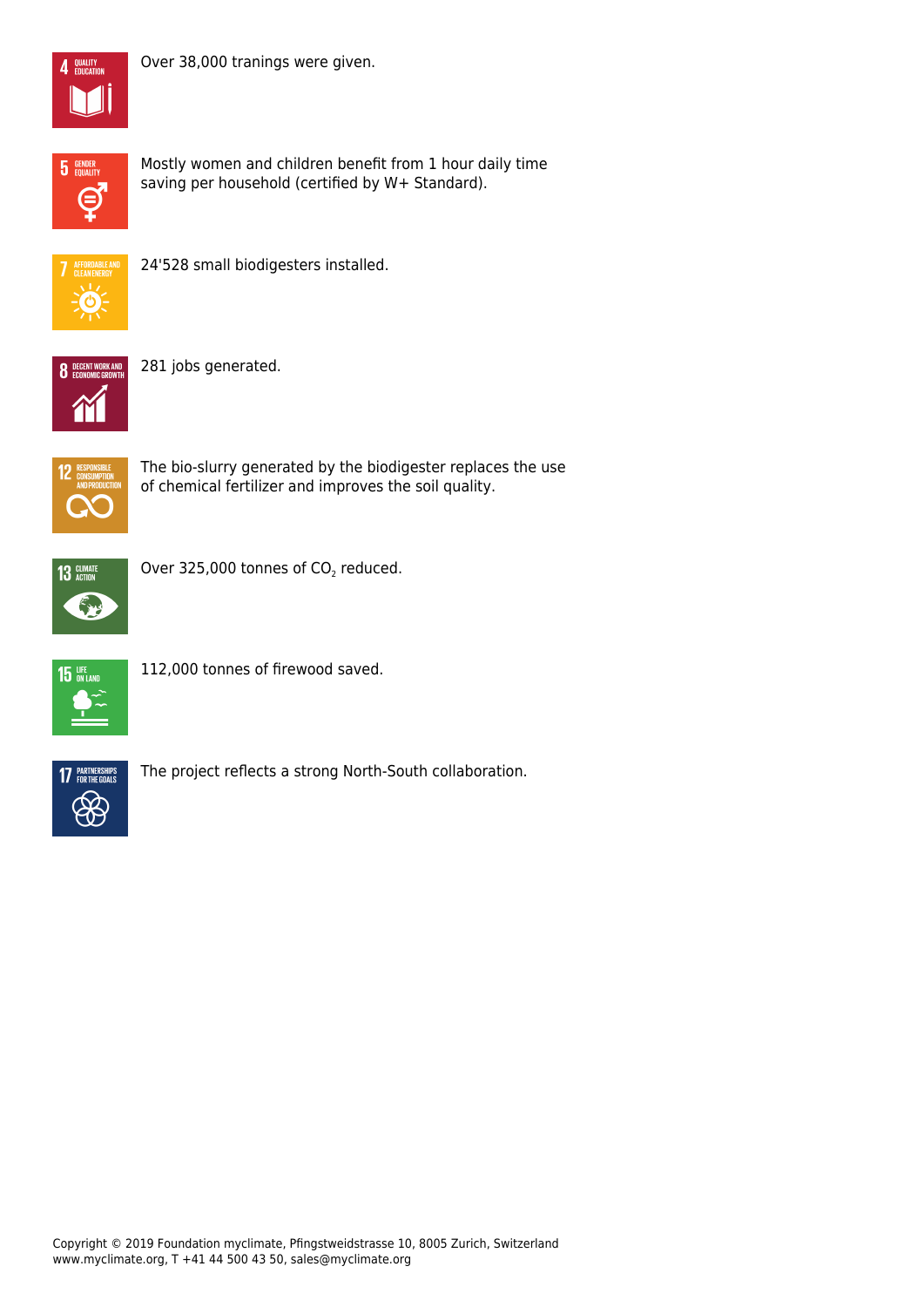4 QUALITY EDUCATION — Over 38,000 tranings were given.

5 GENDER EQUALITY — Mostly women and children benefit from 1 hour daily time saving per household (certified by W+ Standard).

7 AFFORDABLE AND CLEAN ENERGY — 24'528 small biodigesters installed.

8 DECENT WORK AND ECONOMIC GROWTH — 281 jobs generated.

12 RESPONSIBLE CONSUMPTION AND PRODUCTION — The bio-slurry generated by the biodigester replaces the use of chemical fertilizer and improves the soil quality.

13 CLIMATE ACTION — Over 325,000 tonnes of $CO_2$ reduced.

15 LIFE ON LAND — 112,000 tonnes of firewood saved.

17 PARTNERSHIPS FOR THE GOALS — The project reflects a strong North-South collaboration.

Copyright © 2019 Foundation myclimate, Pfingstweidstrasse 10, 8005 Zurich, Switzerland
www.myclimate.org, T +41 44 500 43 50, sales@myclimate.org